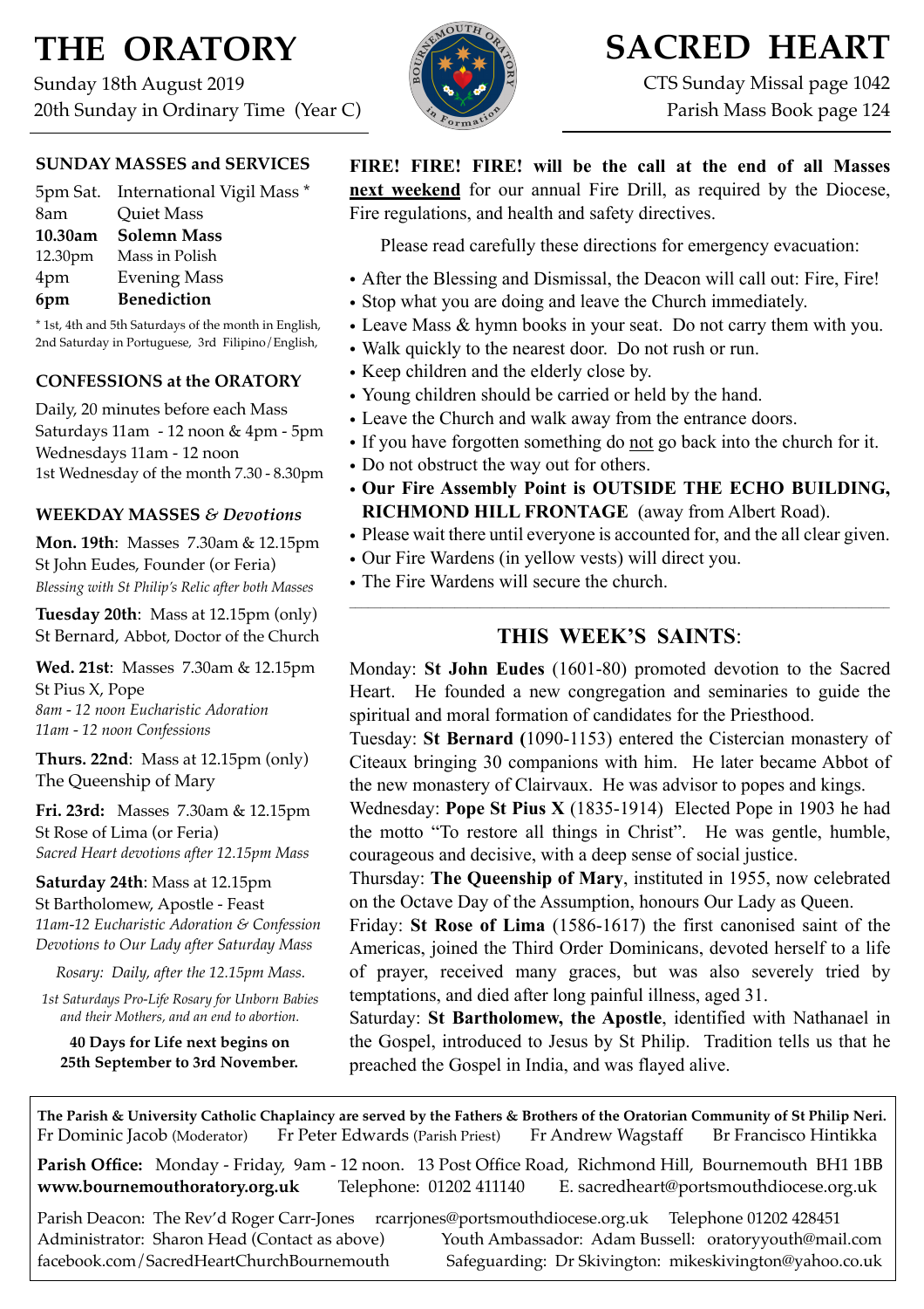# THE ORATORY

Sunday 18th August 2019

20th Sunday in Ordinary Time (Year C)

# SACRED HEART

CTS Sunday Missal page 1042

Parish Mass Book page 124

### SUNDAY MASSES and SERVICES

| | |
|---|---|
| 5pm Sat. | International Vigil Mass * |
| 8am | Quiet Mass |
| **10.30am** | **Solemn Mass** |
| 12.30pm | Mass in Polish |
| 4pm | Evening Mass |
| **6pm** | **Benediction** |

* 1st, 4th and 5th Saturdays of the month in English, 2nd Saturday in Portuguese, 3rd Filipino/English,

### CONFESSIONS at the ORATORY

Daily, 20 minutes before each Mass

Saturdays 11am - 12 noon & 4pm - 5pm

Wednesdays 11am - 12 noon

1st Wednesday of the month 7.30 - 8.30pm

### WEEKDAY MASSES *& Devotions*

**Mon. 19th**: Masses 7.30am & 12.15pm
St John Eudes, Founder (or Feria)
*Blessing with St Philip's Relic after both Masses*

**Tuesday 20th**: Mass at 12.15pm (only)
St Bernard, Abbot, Doctor of the Church

**Wed. 21st**: Masses 7.30am & 12.15pm
St Pius X, Pope
*8am - 12 noon Eucharistic Adoration*
*11am - 12 noon Confessions*

**Thurs. 22nd**: Mass at 12.15pm (only)
The Queenship of Mary

**Fri. 23rd:** Masses 7.30am & 12.15pm
St Rose of Lima (or Feria)
*Sacred Heart devotions after 12.15pm Mass*

**Saturday 24th**: Mass at 12.15pm
St Bartholomew, Apostle - Feast
*11am-12 Eucharistic Adoration & Confession*
*Devotions to Our Lady after Saturday Mass*

*Rosary: Daily, after the 12.15pm Mass.*

*1st Saturdays Pro-Life Rosary for Unborn Babies and their Mothers, and an end to abortion.*

**40 Days for Life next begins on 25th September to 3rd November.**

**FIRE! FIRE! FIRE! will be the call at the end of all Masses <u>next weekend</u>** for our annual Fire Drill, as required by the Diocese, Fire regulations, and health and safety directives.

Please read carefully these directions for emergency evacuation:

- After the Blessing and Dismissal, the Deacon will call out: Fire, Fire!
- Stop what you are doing and leave the Church immediately.
- Leave Mass & hymn books in your seat. Do not carry them with you.
- Walk quickly to the nearest door. Do not rush or run.
- Keep children and the elderly close by.
- Young children should be carried or held by the hand.
- Leave the Church and walk away from the entrance doors.
- If you have forgotten something do <u>not</u> go back into the church for it.
- Do not obstruct the way out for others.
- **Our Fire Assembly Point is OUTSIDE THE ECHO BUILDING, RICHMOND HILL FRONTAGE** (away from Albert Road).
- Please wait there until everyone is accounted for, and the all clear given.
- Our Fire Wardens (in yellow vests) will direct you.
- The Fire Wardens will secure the church.

## THIS WEEK'S SAINTS:

Monday: **St John Eudes** (1601-80) promoted devotion to the Sacred Heart. He founded a new congregation and seminaries to guide the spiritual and moral formation of candidates for the Priesthood.

Tuesday: **St Bernard (**1090-1153) entered the Cistercian monastery of Citeaux bringing 30 companions with him. He later became Abbot of the new monastery of Clairvaux. He was advisor to popes and kings.

Wednesday: **Pope St Pius X** (1835-1914) Elected Pope in 1903 he had the motto "To restore all things in Christ". He was gentle, humble, courageous and decisive, with a deep sense of social justice.

Thursday: **The Queenship of Mary**, instituted in 1955, now celebrated on the Octave Day of the Assumption, honours Our Lady as Queen.

Friday: **St Rose of Lima** (1586-1617) the first canonised saint of the Americas, joined the Third Order Dominicans, devoted herself to a life of prayer, received many graces, but was also severely tried by temptations, and died after long painful illness, aged 31.

Saturday: **St Bartholomew, the Apostle**, identified with Nathanael in the Gospel, introduced to Jesus by St Philip. Tradition tells us that he preached the Gospel in India, and was flayed alive.

**The Parish & University Catholic Chaplaincy are served by the Fathers & Brothers of the Oratorian Community of St Philip Neri.**
Fr Dominic Jacob (Moderator) Fr Peter Edwards (Parish Priest) Fr Andrew Wagstaff Br Francisco Hintikka

**Parish Office:** Monday - Friday, 9am - 12 noon. 13 Post Office Road, Richmond Hill, Bournemouth BH1 1BB
**www.bournemouthoratory.org.uk** Telephone: 01202 411140 E. sacredheart@portsmouthdiocese.org.uk

Parish Deacon: The Rev'd Roger Carr-Jones rcarrjones@portsmouthdiocese.org.uk Telephone 01202 428451
Administrator: Sharon Head (Contact as above) Youth Ambassador: Adam Bussell: oratoryyouth@mail.com
facebook.com/SacredHeartChurchBournemouth Safeguarding: Dr Skivington: mikeskivington@yahoo.co.uk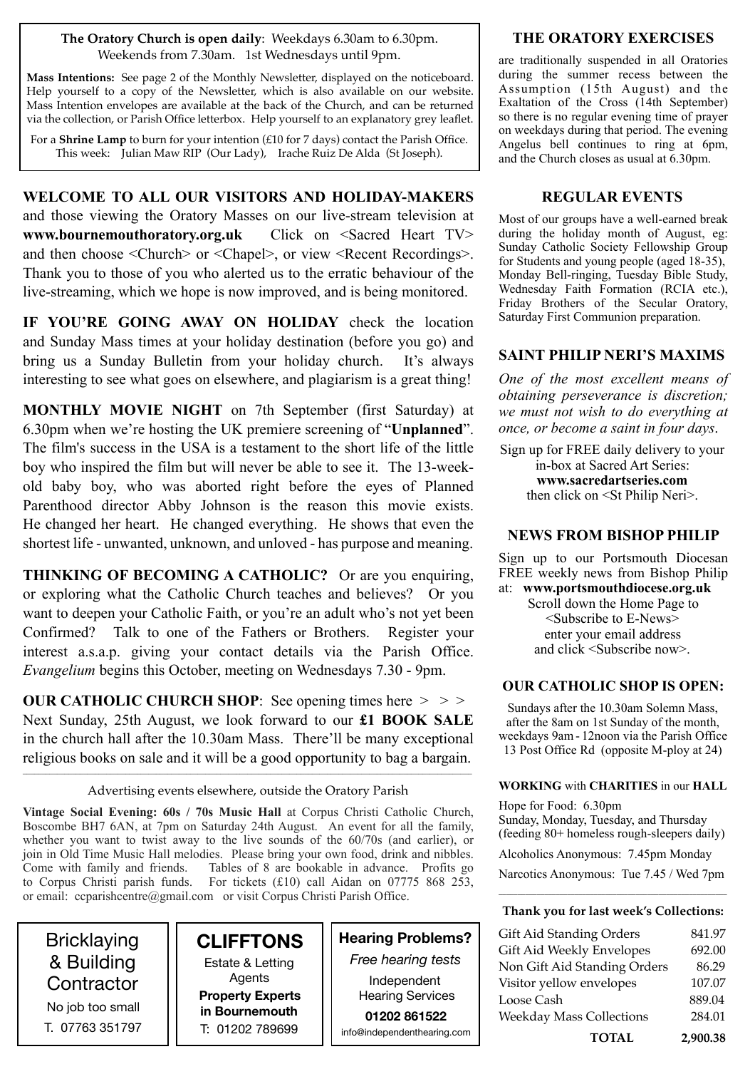**The Oratory Church is open daily**: Weekdays 6.30am to 6.30pm. Weekends from 7.30am. 1st Wednesdays until 9pm.

**Mass Intentions:** See page 2 of the Monthly Newsletter, displayed on the noticeboard. Help yourself to a copy of the Newsletter, which is also available on our website. Mass Intention envelopes are available at the back of the Church, and can be returned via the collection, or Parish Office letterbox. Help yourself to an explanatory grey leaflet.

For a **Shrine Lamp** to burn for your intention (£10 for 7 days) contact the Parish Office. This week: Julian Maw RIP (Our Lady), Irache Ruiz De Alda (St Joseph).

**WELCOME TO ALL OUR VISITORS AND HOLIDAY-MAKERS** and those viewing the Oratory Masses on our live-stream television at **www.bournemouthoratory.org.uk** Click on <Sacred Heart TV> and then choose <Church> or <Chapel>, or view <Recent Recordings>. Thank you to those of you who alerted us to the erratic behaviour of the live-streaming, which we hope is now improved, and is being monitored.

**IF YOU'RE GOING AWAY ON HOLIDAY** check the location and Sunday Mass times at your holiday destination (before you go) and bring us a Sunday Bulletin from your holiday church. It's always interesting to see what goes on elsewhere, and plagiarism is a great thing!

**MONTHLY MOVIE NIGHT** on 7th September (first Saturday) at 6.30pm when we're hosting the UK premiere screening of "**Unplanned**". The film's success in the USA is a testament to the short life of the little boy who inspired the film but will never be able to see it. The 13-week-old baby boy, who was aborted right before the eyes of Planned Parenthood director Abby Johnson is the reason this movie exists. He changed her heart. He changed everything. He shows that even the shortest life - unwanted, unknown, and unloved - has purpose and meaning.

**THINKING OF BECOMING A CATHOLIC?** Or are you enquiring, or exploring what the Catholic Church teaches and believes? Or you want to deepen your Catholic Faith, or you're an adult who's not yet been Confirmed? Talk to one of the Fathers or Brothers. Register your interest a.s.a.p. giving your contact details via the Parish Office. *Evangelium* begins this October, meeting on Wednesdays 7.30 - 9pm.

**OUR CATHOLIC CHURCH SHOP**: See opening times here > > > Next Sunday, 25th August, we look forward to our **£1 BOOK SALE** in the church hall after the 10.30am Mass. There'll be many exceptional religious books on sale and it will be a good opportunity to bag a bargain.

Advertising events elsewhere, outside the Oratory Parish

**Vintage Social Evening: 60s / 70s Music Hall** at Corpus Christi Catholic Church, Boscombe BH7 6AN, at 7pm on Saturday 24th August. An event for all the family, whether you want to twist away to the live sounds of the 60/70s (and earlier), or join in Old Time Music Hall melodies. Please bring your own food, drink and nibbles. Come with family and friends. Tables of 8 are bookable in advance. Profits go to Corpus Christi parish funds. For tickets (£10) call Aidan on 07775 868 253, or email: ccparishcentre@gmail.com or visit Corpus Christi Parish Office.

Bricklaying & Building Contractor
No job too small
T. 07763 351797

**CLIFFTONS**
Estate & Letting Agents
**Property Experts in Bournemouth**
T: 01202 789699

**Hearing Problems?**
*Free hearing tests*
Independent Hearing Services
**01202 861522**
info@independenthearing.com

## THE ORATORY EXERCISES

are traditionally suspended in all Oratories during the summer recess between the Assumption (15th August) and the Exaltation of the Cross (14th September) so there is no regular evening time of prayer on weekdays during that period. The evening Angelus bell continues to ring at 6pm, and the Church closes as usual at 6.30pm.

## REGULAR EVENTS

Most of our groups have a well-earned break during the holiday month of August, eg: Sunday Catholic Society Fellowship Group for Students and young people (aged 18-35), Monday Bell-ringing, Tuesday Bible Study, Wednesday Faith Formation (RCIA etc.), Friday Brothers of the Secular Oratory, Saturday First Communion preparation.

## SAINT PHILIP NERI'S MAXIMS

*One of the most excellent means of obtaining perseverance is discretion; we must not wish to do everything at once, or become a saint in four days.*

Sign up for FREE daily delivery to your in-box at Sacred Art Series: **www.sacredartseries.com** then click on <St Philip Neri>.

## NEWS FROM BISHOP PHILIP

Sign up to our Portsmouth Diocesan FREE weekly news from Bishop Philip at: **www.portsmouthdiocese.org.uk** Scroll down the Home Page to <Subscribe to E-News> enter your email address and click <Subscribe now>.

## OUR CATHOLIC SHOP IS OPEN:

Sundays after the 10.30am Solemn Mass, after the 8am on 1st Sunday of the month, weekdays 9am - 12noon via the Parish Office 13 Post Office Rd (opposite M-ploy at 24)

**WORKING** with **CHARITIES** in our **HALL**

Hope for Food: 6.30pm
Sunday, Monday, Tuesday, and Thursday (feeding 80+ homeless rough-sleepers daily)

Alcoholics Anonymous: 7.45pm Monday

Narcotics Anonymous: Tue 7.45 / Wed 7pm

**Thank you for last week's Collections:**

| | |
|---|---|
| Gift Aid Standing Orders | 841.97 |
| Gift Aid Weekly Envelopes | 692.00 |
| Non Gift Aid Standing Orders | 86.29 |
| Visitor yellow envelopes | 107.07 |
| Loose Cash | 889.04 |
| Weekday Mass Collections | 284.01 |
| **TOTAL** | **2,900.38** |